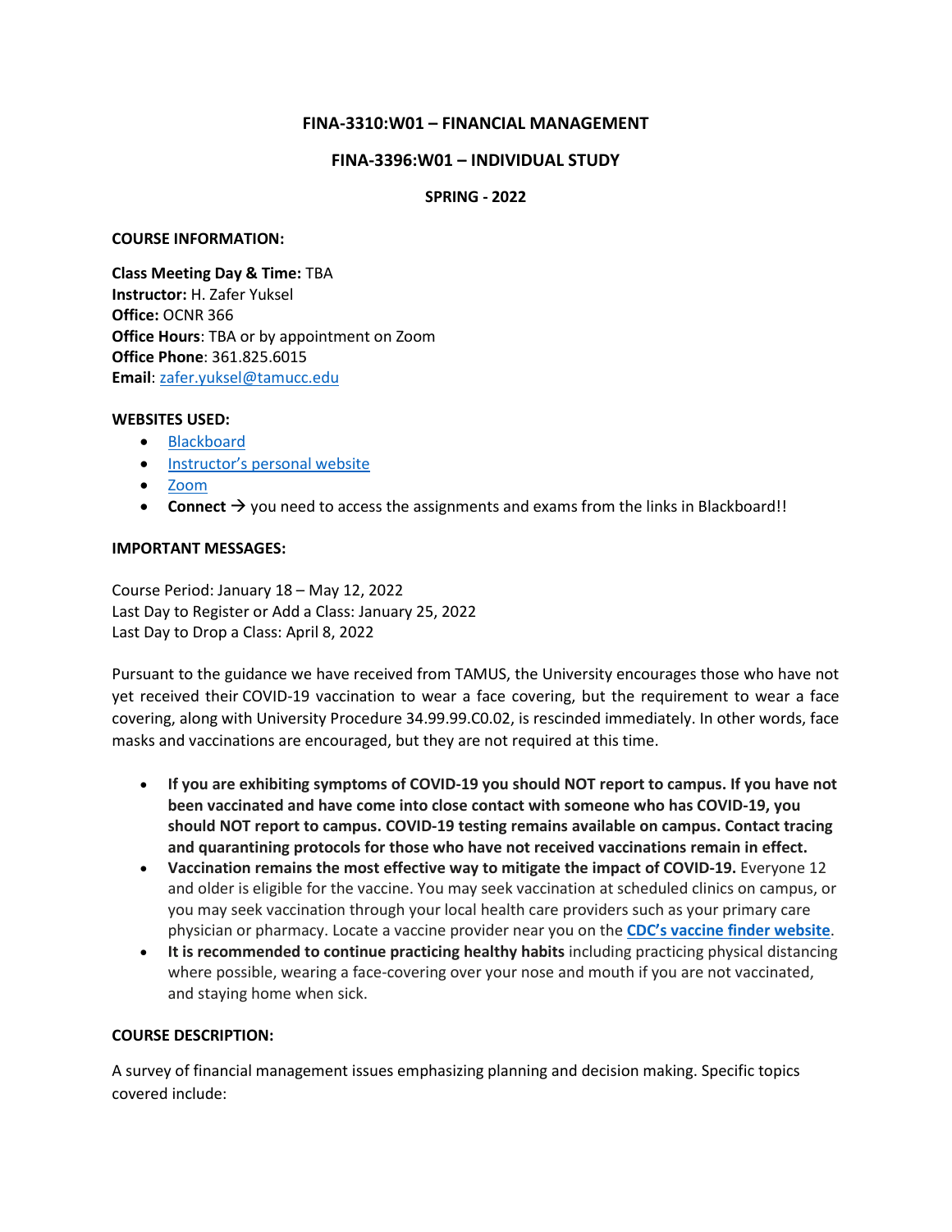**FINA-3310:W01 – FINANCIAL MANAGEMENT**

**FINA-3396:W01 – INDIVIDUAL STUDY**

**SPRING - 2022**

**COURSE INFORMATION:**

**Class Meeting Day & Time:** TBA
**Instructor:** H. Zafer Yuksel
**Office:** OCNR 366
**Office Hours**: TBA or by appointment on Zoom
**Office Phone**: 361.825.6015
**Email**: zafer.yuksel@tamucc.edu

**WEBSITES USED:**

- Blackboard
- Instructor's personal website
- Zoom
- **Connect** → you need to access the assignments and exams from the links in Blackboard!!

**IMPORTANT MESSAGES:**

Course Period: January 18 – May 12, 2022
Last Day to Register or Add a Class: January 25, 2022
Last Day to Drop a Class: April 8, 2022

Pursuant to the guidance we have received from TAMUS, the University encourages those who have not yet received their COVID-19 vaccination to wear a face covering, but the requirement to wear a face covering, along with University Procedure 34.99.99.C0.02, is rescinded immediately. In other words, face masks and vaccinations are encouraged, but they are not required at this time.

- **If you are exhibiting symptoms of COVID-19 you should NOT report to campus. If you have not been vaccinated and have come into close contact with someone who has COVID-19, you should NOT report to campus. COVID-19 testing remains available on campus. Contact tracing and quarantining protocols for those who have not received vaccinations remain in effect.**
- **Vaccination remains the most effective way to mitigate the impact of COVID-19.** Everyone 12 and older is eligible for the vaccine. You may seek vaccination at scheduled clinics on campus, or you may seek vaccination through your local health care providers such as your primary care physician or pharmacy. Locate a vaccine provider near you on the **CDC's vaccine finder website**.
- **It is recommended to continue practicing healthy habits** including practicing physical distancing where possible, wearing a face-covering over your nose and mouth if you are not vaccinated, and staying home when sick.

**COURSE DESCRIPTION:**

A survey of financial management issues emphasizing planning and decision making. Specific topics covered include: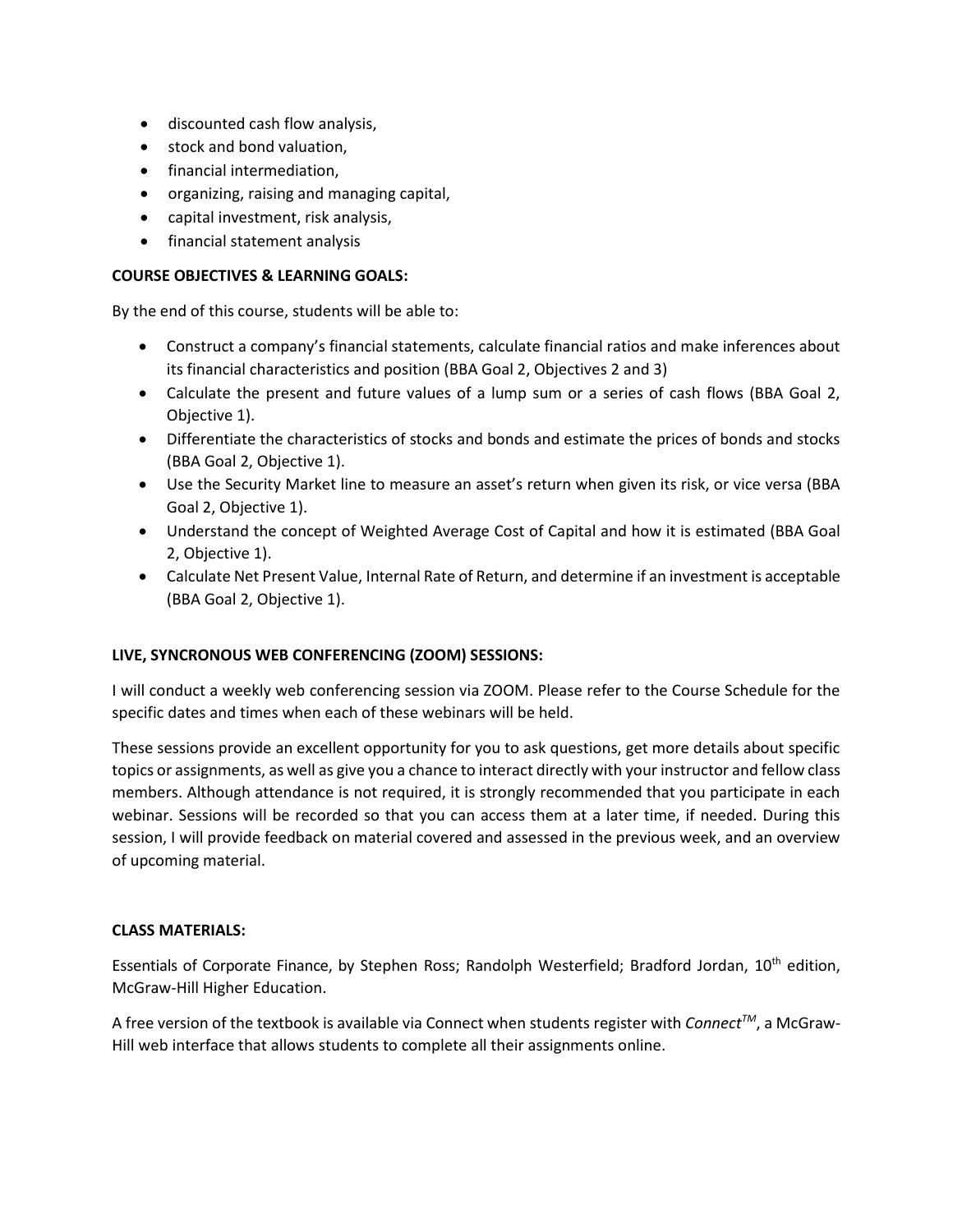- discounted cash flow analysis,
- stock and bond valuation,
- financial intermediation,
- organizing, raising and managing capital,
- capital investment, risk analysis,
- financial statement analysis

**COURSE OBJECTIVES & LEARNING GOALS:**

By the end of this course, students will be able to:

- Construct a company's financial statements, calculate financial ratios and make inferences about its financial characteristics and position (BBA Goal 2, Objectives 2 and 3)
- Calculate the present and future values of a lump sum or a series of cash flows (BBA Goal 2, Objective 1).
- Differentiate the characteristics of stocks and bonds and estimate the prices of bonds and stocks (BBA Goal 2, Objective 1).
- Use the Security Market line to measure an asset's return when given its risk, or vice versa (BBA Goal 2, Objective 1).
- Understand the concept of Weighted Average Cost of Capital and how it is estimated (BBA Goal 2, Objective 1).
- Calculate Net Present Value, Internal Rate of Return, and determine if an investment is acceptable (BBA Goal 2, Objective 1).

**LIVE, SYNCRONOUS WEB CONFERENCING (ZOOM) SESSIONS:**

I will conduct a weekly web conferencing session via ZOOM. Please refer to the Course Schedule for the specific dates and times when each of these webinars will be held.

These sessions provide an excellent opportunity for you to ask questions, get more details about specific topics or assignments, as well as give you a chance to interact directly with your instructor and fellow class members. Although attendance is not required, it is strongly recommended that you participate in each webinar. Sessions will be recorded so that you can access them at a later time, if needed. During this session, I will provide feedback on material covered and assessed in the previous week, and an overview of upcoming material.

**CLASS MATERIALS:**

Essentials of Corporate Finance, by Stephen Ross; Randolph Westerfield; Bradford Jordan, 10th edition, McGraw-Hill Higher Education.

A free version of the textbook is available via Connect when students register with *Connect™*, a McGraw-Hill web interface that allows students to complete all their assignments online.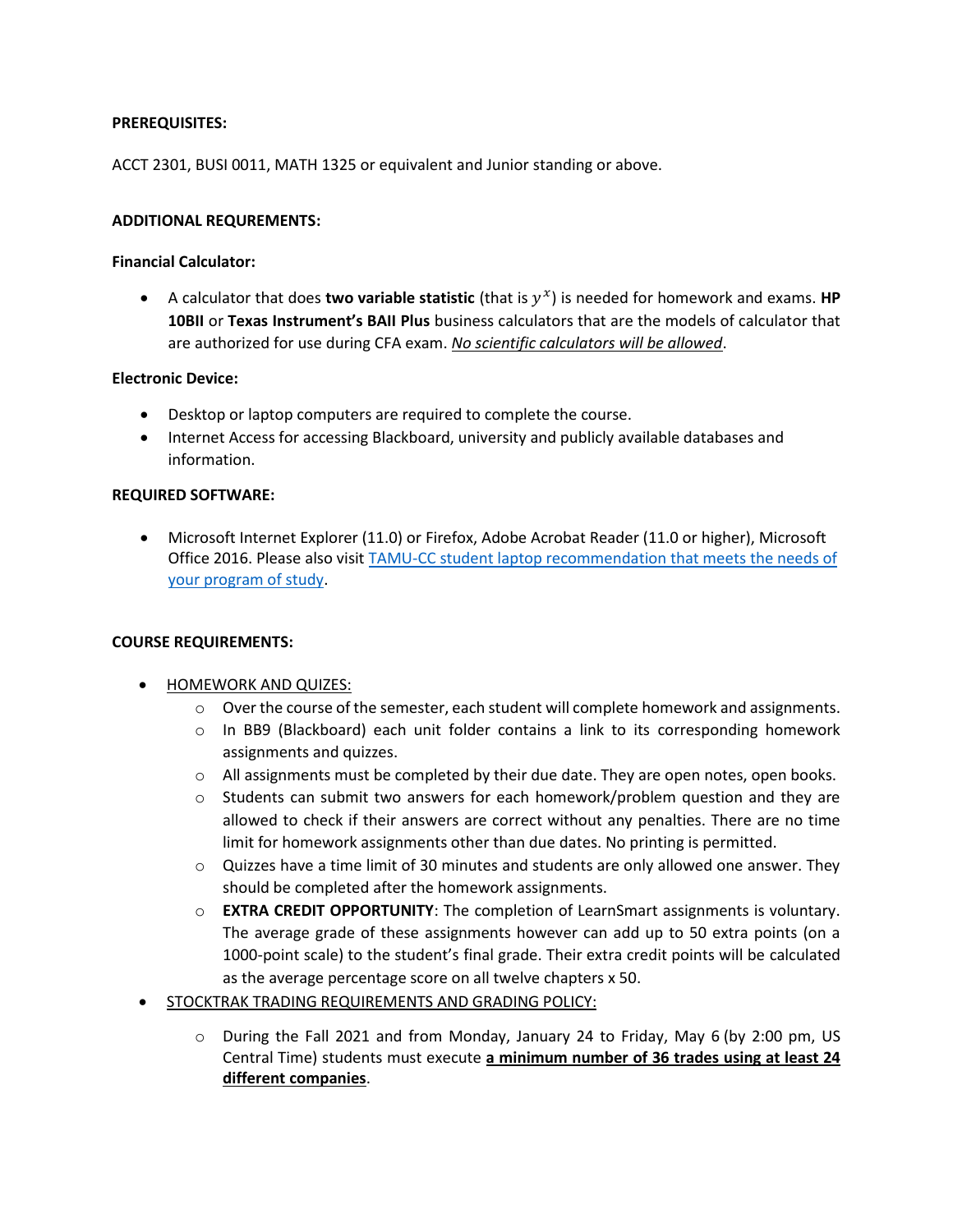**PREREQUISITES:**

ACCT 2301, BUSI 0011, MATH 1325 or equivalent and Junior standing or above.

**ADDITIONAL REQUREMENTS:**

**Financial Calculator:**

- A calculator that does **two variable statistic** (that is $y^x$) is needed for homework and exams. **HP 10BII** or **Texas Instrument's BAII Plus** business calculators that are the models of calculator that are authorized for use during CFA exam. ***No scientific calculators will be allowed***.

**Electronic Device:**

- Desktop or laptop computers are required to complete the course.
- Internet Access for accessing Blackboard, university and publicly available databases and information.

**REQUIRED SOFTWARE:**

- Microsoft Internet Explorer (11.0) or Firefox, Adobe Acrobat Reader (11.0 or higher), Microsoft Office 2016. Please also visit TAMU-CC student laptop recommendation that meets the needs of your program of study.

**COURSE REQUIREMENTS:**

- HOMEWORK AND QUIZES:
  - Over the course of the semester, each student will complete homework and assignments.
  - In BB9 (Blackboard) each unit folder contains a link to its corresponding homework assignments and quizzes.
  - All assignments must be completed by their due date. They are open notes, open books.
  - Students can submit two answers for each homework/problem question and they are allowed to check if their answers are correct without any penalties. There are no time limit for homework assignments other than due dates. No printing is permitted.
  - Quizzes have a time limit of 30 minutes and students are only allowed one answer. They should be completed after the homework assignments.
  - **EXTRA CREDIT OPPORTUNITY**: The completion of LearnSmart assignments is voluntary. The average grade of these assignments however can add up to 50 extra points (on a 1000-point scale) to the student's final grade. Their extra credit points will be calculated as the average percentage score on all twelve chapters x 50.
- STOCKTRAK TRADING REQUIREMENTS AND GRADING POLICY:
  - During the Fall 2021 and from Monday, January 24 to Friday, May 6 (by 2:00 pm, US Central Time) students must execute **a minimum number of 36 trades using at least 24 different companies**.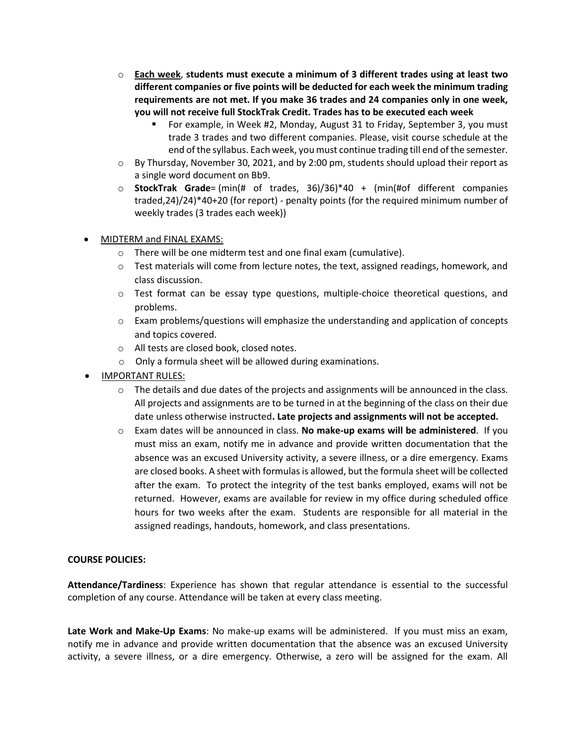- **Each week**, **students must execute a minimum of 3 different trades using at least two different companies or five points will be deducted for each week the minimum trading requirements are not met. If you make 36 trades and 24 companies only in one week, you will not receive full StockTrak Credit. Trades has to be executed each week**
    - For example, in Week #2, Monday, August 31 to Friday, September 3, you must trade 3 trades and two different companies. Please, visit course schedule at the end of the syllabus. Each week, you must continue trading till end of the semester.
- By Thursday, November 30, 2021, and by 2:00 pm, students should upload their report as a single word document on Bb9.
- **StockTrak Grade**= (min(# of trades, 36)/36)*40 + (min(#of different companies traded,24)/24)*40+20 (for report) - penalty points (for the required minimum number of weekly trades (3 trades each week))

- MIDTERM and FINAL EXAMS:
    - There will be one midterm test and one final exam (cumulative).
    - Test materials will come from lecture notes, the text, assigned readings, homework, and class discussion.
    - Test format can be essay type questions, multiple-choice theoretical questions, and problems.
    - Exam problems/questions will emphasize the understanding and application of concepts and topics covered.
    - All tests are closed book, closed notes.
    - Only a formula sheet will be allowed during examinations.
- IMPORTANT RULES:
    - The details and due dates of the projects and assignments will be announced in the class. All projects and assignments are to be turned in at the beginning of the class on their due date unless otherwise instructed**. Late projects and assignments will not be accepted.**
    - Exam dates will be announced in class. **No make-up exams will be administered**. If you must miss an exam, notify me in advance and provide written documentation that the absence was an excused University activity, a severe illness, or a dire emergency. Exams are closed books. A sheet with formulas is allowed, but the formula sheet will be collected after the exam. To protect the integrity of the test banks employed, exams will not be returned. However, exams are available for review in my office during scheduled office hours for two weeks after the exam. Students are responsible for all material in the assigned readings, handouts, homework, and class presentations.

**COURSE POLICIES:**

**Attendance/Tardiness**: Experience has shown that regular attendance is essential to the successful completion of any course. Attendance will be taken at every class meeting.

**Late Work and Make-Up Exams**: No make-up exams will be administered. If you must miss an exam, notify me in advance and provide written documentation that the absence was an excused University activity, a severe illness, or a dire emergency. Otherwise, a zero will be assigned for the exam. All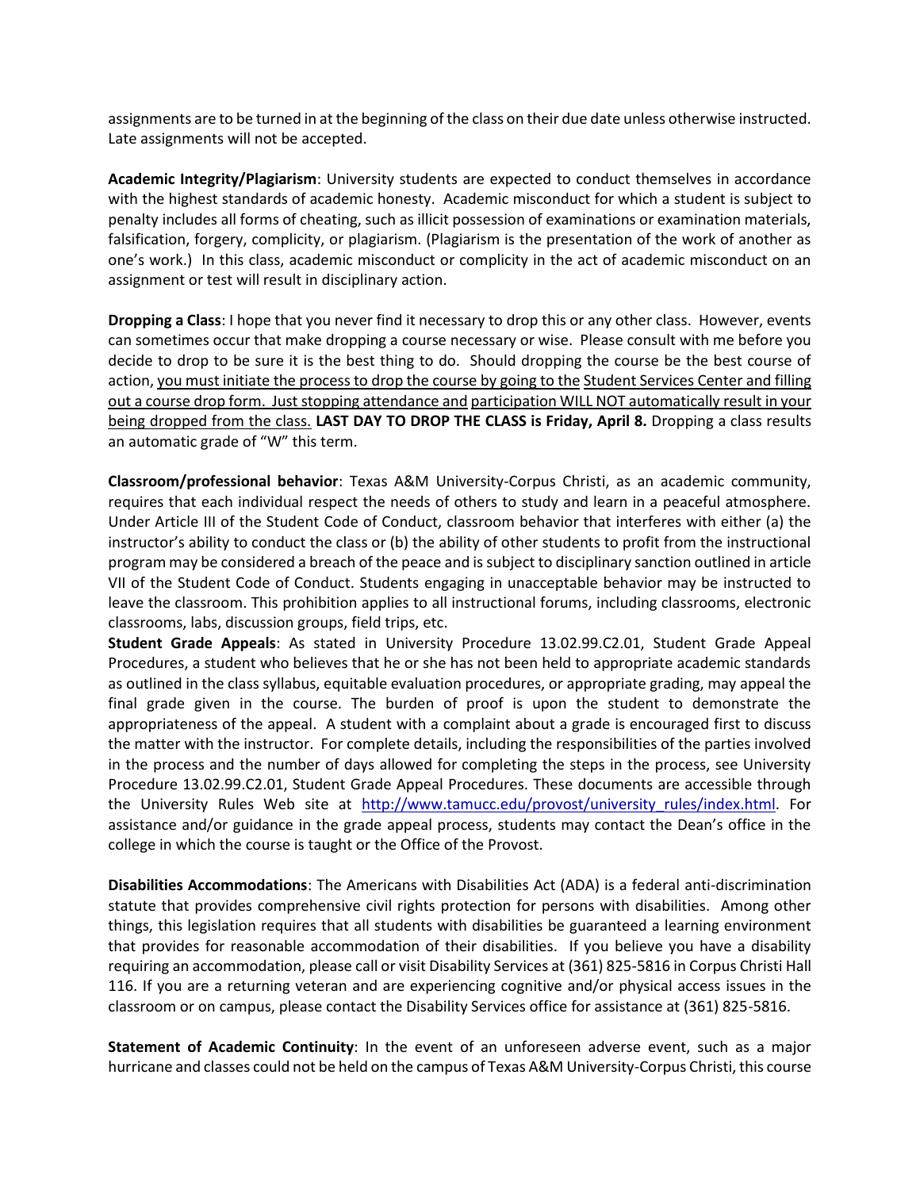assignments are to be turned in at the beginning of the class on their due date unless otherwise instructed. Late assignments will not be accepted.

**Academic Integrity/Plagiarism**: University students are expected to conduct themselves in accordance with the highest standards of academic honesty. Academic misconduct for which a student is subject to penalty includes all forms of cheating, such as illicit possession of examinations or examination materials, falsification, forgery, complicity, or plagiarism. (Plagiarism is the presentation of the work of another as one's work.) In this class, academic misconduct or complicity in the act of academic misconduct on an assignment or test will result in disciplinary action.

**Dropping a Class**: I hope that you never find it necessary to drop this or any other class. However, events can sometimes occur that make dropping a course necessary or wise. Please consult with me before you decide to drop to be sure it is the best thing to do. Should dropping the course be the best course of action, <u>you must initiate the process to drop the course by going to the Student Services Center and filling out a course drop form. Just stopping attendance and participation WILL NOT automatically result in your being dropped from the class.</u> **LAST DAY TO DROP THE CLASS is Friday, April 8.** Dropping a class results an automatic grade of "W" this term.

**Classroom/professional behavior**: Texas A&M University-Corpus Christi, as an academic community, requires that each individual respect the needs of others to study and learn in a peaceful atmosphere. Under Article III of the Student Code of Conduct, classroom behavior that interferes with either (a) the instructor's ability to conduct the class or (b) the ability of other students to profit from the instructional program may be considered a breach of the peace and is subject to disciplinary sanction outlined in article VII of the Student Code of Conduct. Students engaging in unacceptable behavior may be instructed to leave the classroom. This prohibition applies to all instructional forums, including classrooms, electronic classrooms, labs, discussion groups, field trips, etc.

**Student Grade Appeals**: As stated in University Procedure 13.02.99.C2.01, Student Grade Appeal Procedures, a student who believes that he or she has not been held to appropriate academic standards as outlined in the class syllabus, equitable evaluation procedures, or appropriate grading, may appeal the final grade given in the course. The burden of proof is upon the student to demonstrate the appropriateness of the appeal. A student with a complaint about a grade is encouraged first to discuss the matter with the instructor. For complete details, including the responsibilities of the parties involved in the process and the number of days allowed for completing the steps in the process, see University Procedure 13.02.99.C2.01, Student Grade Appeal Procedures. These documents are accessible through the University Rules Web site at http://www.tamucc.edu/provost/university_rules/index.html. For assistance and/or guidance in the grade appeal process, students may contact the Dean's office in the college in which the course is taught or the Office of the Provost.

**Disabilities Accommodations**: The Americans with Disabilities Act (ADA) is a federal anti-discrimination statute that provides comprehensive civil rights protection for persons with disabilities. Among other things, this legislation requires that all students with disabilities be guaranteed a learning environment that provides for reasonable accommodation of their disabilities. If you believe you have a disability requiring an accommodation, please call or visit Disability Services at (361) 825-5816 in Corpus Christi Hall 116. If you are a returning veteran and are experiencing cognitive and/or physical access issues in the classroom or on campus, please contact the Disability Services office for assistance at (361) 825-5816.

**Statement of Academic Continuity**: In the event of an unforeseen adverse event, such as a major hurricane and classes could not be held on the campus of Texas A&M University-Corpus Christi, this course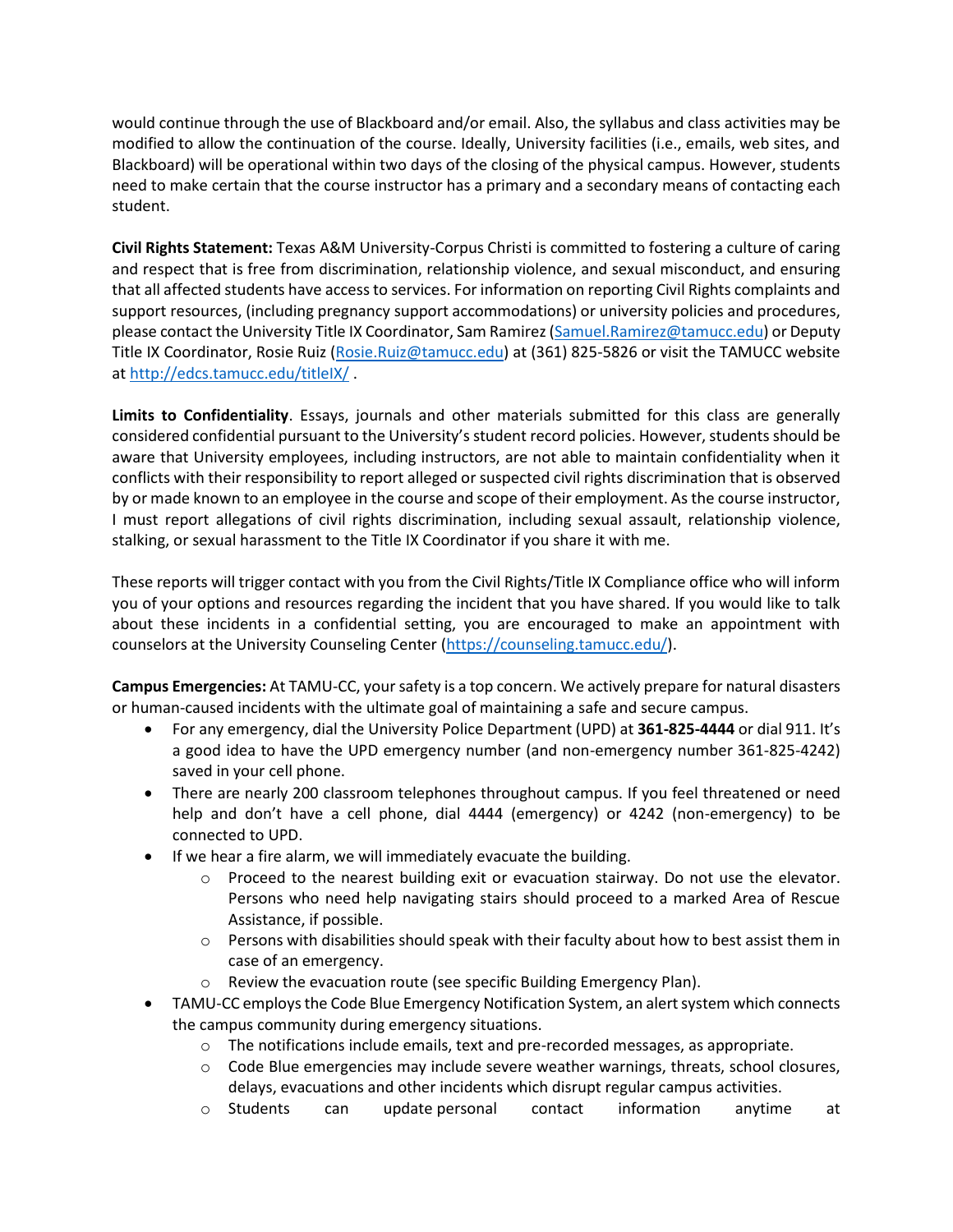would continue through the use of Blackboard and/or email. Also, the syllabus and class activities may be modified to allow the continuation of the course. Ideally, University facilities (i.e., emails, web sites, and Blackboard) will be operational within two days of the closing of the physical campus. However, students need to make certain that the course instructor has a primary and a secondary means of contacting each student.

**Civil Rights Statement:** Texas A&M University-Corpus Christi is committed to fostering a culture of caring and respect that is free from discrimination, relationship violence, and sexual misconduct, and ensuring that all affected students have access to services. For information on reporting Civil Rights complaints and support resources, (including pregnancy support accommodations) or university policies and procedures, please contact the University Title IX Coordinator, Sam Ramirez ([Samuel.Ramirez@tamucc.edu](mailto:Samuel.Ramirez@tamucc.edu)) or Deputy Title IX Coordinator, Rosie Ruiz ([Rosie.Ruiz@tamucc.edu](mailto:Rosie.Ruiz@tamucc.edu)) at (361) 825-5826 or visit the TAMUCC website at [http://edcs.tamucc.edu/titleIX/](http://edcs.tamucc.edu/titleIX/) .

**Limits to Confidentiality**. Essays, journals and other materials submitted for this class are generally considered confidential pursuant to the University's student record policies. However, students should be aware that University employees, including instructors, are not able to maintain confidentiality when it conflicts with their responsibility to report alleged or suspected civil rights discrimination that is observed by or made known to an employee in the course and scope of their employment. As the course instructor, I must report allegations of civil rights discrimination, including sexual assault, relationship violence, stalking, or sexual harassment to the Title IX Coordinator if you share it with me.

These reports will trigger contact with you from the Civil Rights/Title IX Compliance office who will inform you of your options and resources regarding the incident that you have shared. If you would like to talk about these incidents in a confidential setting, you are encouraged to make an appointment with counselors at the University Counseling Center ([https://counseling.tamucc.edu/](https://counseling.tamucc.edu/)).

**Campus Emergencies:** At TAMU-CC, your safety is a top concern. We actively prepare for natural disasters or human-caused incidents with the ultimate goal of maintaining a safe and secure campus.

- For any emergency, dial the University Police Department (UPD) at **361-825-4444** or dial 911. It's a good idea to have the UPD emergency number (and non-emergency number 361-825-4242) saved in your cell phone.
- There are nearly 200 classroom telephones throughout campus. If you feel threatened or need help and don't have a cell phone, dial 4444 (emergency) or 4242 (non-emergency) to be connected to UPD.
- If we hear a fire alarm, we will immediately evacuate the building.
    - Proceed to the nearest building exit or evacuation stairway. Do not use the elevator. Persons who need help navigating stairs should proceed to a marked Area of Rescue Assistance, if possible.
    - Persons with disabilities should speak with their faculty about how to best assist them in case of an emergency.
    - Review the evacuation route (see specific Building Emergency Plan).
- TAMU-CC employs the Code Blue Emergency Notification System, an alert system which connects the campus community during emergency situations.
    - The notifications include emails, text and pre-recorded messages, as appropriate.
    - Code Blue emergencies may include severe weather warnings, threats, school closures, delays, evacuations and other incidents which disrupt regular campus activities.
    - Students can update personal contact information anytime at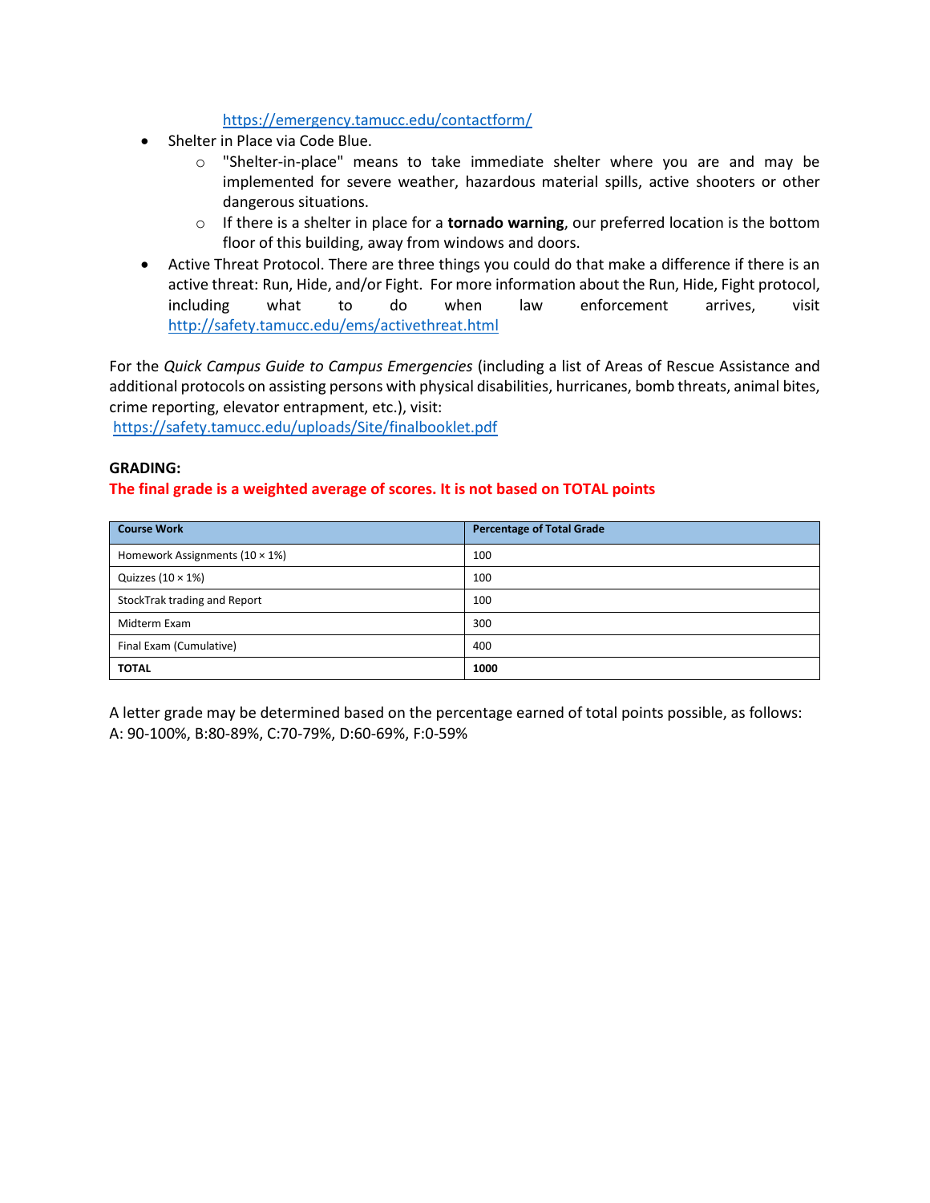https://emergency.tamucc.edu/contactform/

- Shelter in Place via Code Blue.
  - "Shelter-in-place" means to take immediate shelter where you are and may be implemented for severe weather, hazardous material spills, active shooters or other dangerous situations.
  - If there is a shelter in place for a **tornado warning**, our preferred location is the bottom floor of this building, away from windows and doors.
- Active Threat Protocol. There are three things you could do that make a difference if there is an active threat: Run, Hide, and/or Fight. For more information about the Run, Hide, Fight protocol, including what to do when law enforcement arrives, visit http://safety.tamucc.edu/ems/activethreat.html

For the *Quick Campus Guide to Campus Emergencies* (including a list of Areas of Rescue Assistance and additional protocols on assisting persons with physical disabilities, hurricanes, bomb threats, animal bites, crime reporting, elevator entrapment, etc.), visit:
https://safety.tamucc.edu/uploads/Site/finalbooklet.pdf

**GRADING:**

**The final grade is a weighted average of scores. It is not based on TOTAL points**

| Course Work | Percentage of Total Grade |
|---|---|
| Homework Assignments (10 × 1%) | 100 |
| Quizzes (10 × 1%) | 100 |
| StockTrak trading and Report | 100 |
| Midterm Exam | 300 |
| Final Exam (Cumulative) | 400 |
| **TOTAL** | **1000** |

A letter grade may be determined based on the percentage earned of total points possible, as follows:
A: 90-100%, B:80-89%, C:70-79%, D:60-69%, F:0-59%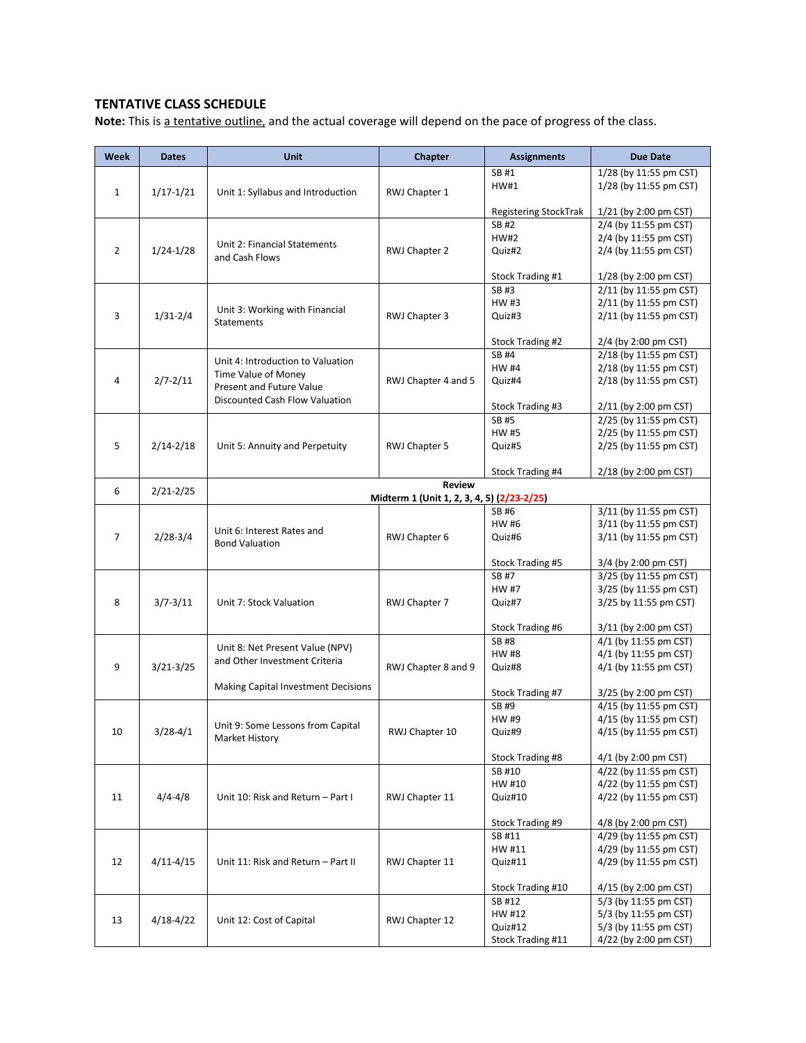**TENTATIVE CLASS SCHEDULE**

**Note:** This is a tentative outline, and the actual coverage will depend on the pace of progress of the class.

| Week | Dates | Unit | Chapter | Assignments | Due Date |
|---|---|---|---|---|---|
| 1 | 1/17-1/21 | Unit 1: Syllabus and Introduction | RWJ Chapter 1 | SB #1<br>HW#1<br><br>Registering StockTrak | 1/28 (by 11:55 pm CST)<br>1/28 (by 11:55 pm CST)<br><br>1/21 (by 2:00 pm CST) |
| 2 | 1/24-1/28 | Unit 2: Financial Statements and Cash Flows | RWJ Chapter 2 | SB #2<br>HW#2<br>Quiz#2<br><br>Stock Trading #1 | 2/4 (by 11:55 pm CST)<br>2/4 (by 11:55 pm CST)<br>2/4 (by 11:55 pm CST)<br><br>1/28 (by 2:00 pm CST) |
| 3 | 1/31-2/4 | Unit 3: Working with Financial Statements | RWJ Chapter 3 | SB #3<br>HW #3<br>Quiz#3<br><br>Stock Trading #2 | 2/11 (by 11:55 pm CST)<br>2/11 (by 11:55 pm CST)<br>2/11 (by 11:55 pm CST)<br><br>2/4 (by 2:00 pm CST) |
| 4 | 2/7-2/11 | Unit 4: Introduction to Valuation<br>Time Value of Money<br>Present and Future Value<br>Discounted Cash Flow Valuation | RWJ Chapter 4 and 5 | SB #4<br>HW #4<br>Quiz#4<br><br>Stock Trading #3 | 2/18 (by 11:55 pm CST)<br>2/18 (by 11:55 pm CST)<br>2/18 (by 11:55 pm CST)<br><br>2/11 (by 2:00 pm CST) |
| 5 | 2/14-2/18 | Unit 5: Annuity and Perpetuity | RWJ Chapter 5 | SB #5<br>HW #5<br>Quiz#5<br><br>Stock Trading #4 | 2/25 (by 11:55 pm CST)<br>2/25 (by 11:55 pm CST)<br>2/25 (by 11:55 pm CST)<br><br>2/18 (by 2:00 pm CST) |
| 6 | 2/21-2/25 | **Review<br>Midterm 1 (Unit 1, 2, 3, 4, 5) (2/23-2/25)** | | | |
| 7 | 2/28-3/4 | Unit 6: Interest Rates and Bond Valuation | RWJ Chapter 6 | SB #6<br>HW #6<br>Quiz#6<br><br>Stock Trading #5 | 3/11 (by 11:55 pm CST)<br>3/11 (by 11:55 pm CST)<br>3/11 (by 11:55 pm CST)<br><br>3/4 (by 2:00 pm CST) |
| 8 | 3/7-3/11 | Unit 7: Stock Valuation | RWJ Chapter 7 | SB #7<br>HW #7<br>Quiz#7<br><br>Stock Trading #6 | 3/25 (by 11:55 pm CST)<br>3/25 (by 11:55 pm CST)<br>3/25 by 11:55 pm CST)<br><br>3/11 (by 2:00 pm CST) |
| 9 | 3/21-3/25 | Unit 8: Net Present Value (NPV) and Other Investment Criteria<br><br>Making Capital Investment Decisions | RWJ Chapter 8 and 9 | SB #8<br>HW #8<br>Quiz#8<br><br>Stock Trading #7 | 4/1 (by 11:55 pm CST)<br>4/1 (by 11:55 pm CST)<br>4/1 (by 11:55 pm CST)<br><br>3/25 (by 2:00 pm CST) |
| 10 | 3/28-4/1 | Unit 9: Some Lessons from Capital Market History | RWJ Chapter 10 | SB #9<br>HW #9<br>Quiz#9<br><br>Stock Trading #8 | 4/15 (by 11:55 pm CST)<br>4/15 (by 11:55 pm CST)<br>4/15 (by 11:55 pm CST)<br><br>4/1 (by 2:00 pm CST) |
| 11 | 4/4-4/8 | Unit 10: Risk and Return – Part I | RWJ Chapter 11 | SB #10<br>HW #10<br>Quiz#10<br><br>Stock Trading #9 | 4/22 (by 11:55 pm CST)<br>4/22 (by 11:55 pm CST)<br>4/22 (by 11:55 pm CST)<br><br>4/8 (by 2:00 pm CST) |
| 12 | 4/11-4/15 | Unit 11: Risk and Return – Part II | RWJ Chapter 11 | SB #11<br>HW #11<br>Quiz#11<br><br>Stock Trading #10 | 4/29 (by 11:55 pm CST)<br>4/29 (by 11:55 pm CST)<br>4/29 (by 11:55 pm CST)<br><br>4/15 (by 2:00 pm CST) |
| 13 | 4/18-4/22 | Unit 12: Cost of Capital | RWJ Chapter 12 | SB #12<br>HW #12<br>Quiz#12<br>Stock Trading #11 | 5/3 (by 11:55 pm CST)<br>5/3 (by 11:55 pm CST)<br>5/3 (by 11:55 pm CST)<br>4/22 (by 2:00 pm CST) |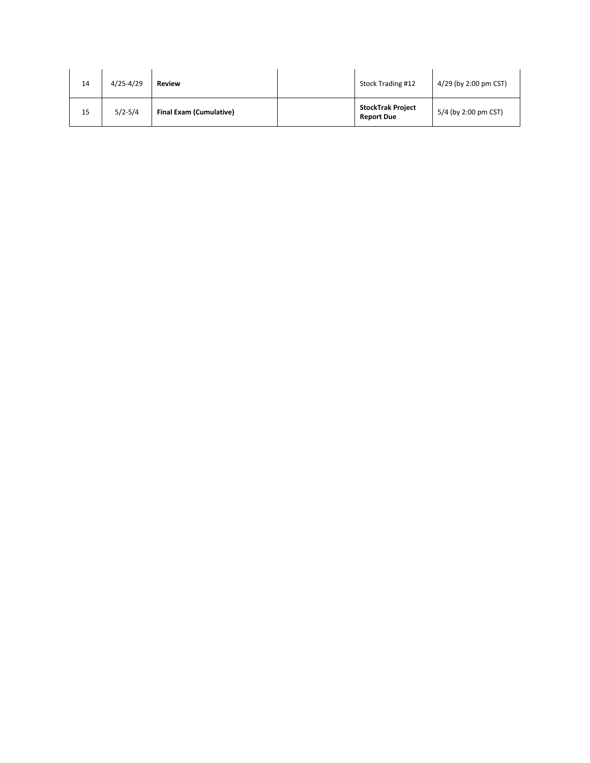| | | | | | |
|---|---|---|---|---|---|
| 14 | 4/25-4/29 | **Review** | | Stock Trading #12 | 4/29 (by 2:00 pm CST) |
| 15 | 5/2-5/4 | **Final Exam (Cumulative)** | | **StockTrak Project Report Due** | 5/4 (by 2:00 pm CST) |